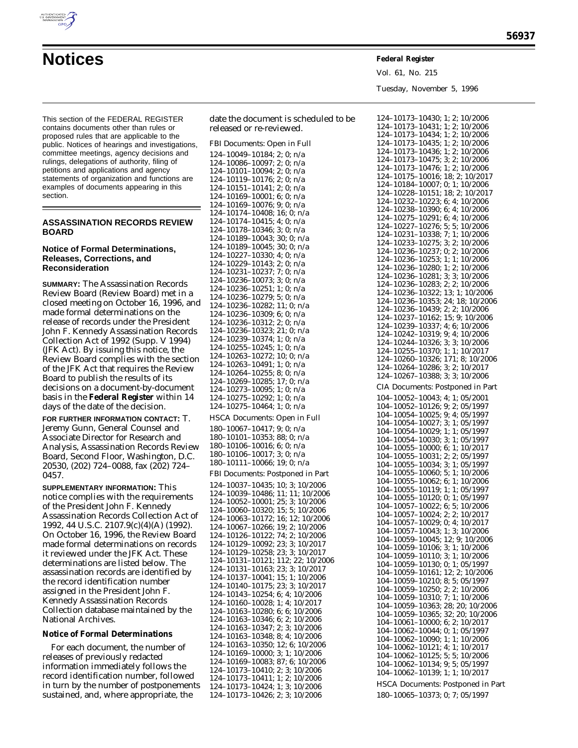# Notices

**Federal Register**

Vol. 61, No. 215

Tuesday, November 5, 1996

This section of the FEDERAL REGISTER contains documents other than rules or proposed rules that are applicable to the public. Notices of hearings and investigations, committee meetings, agency decisions and rulings, delegations of authority, filing of petitions and applications and agency statements of organization and functions are examples of documents appearing in this section.

## ASSASSINATION RECORDS REVIEW BOARD

### Notice of Formal Determinations, Releases, Corrections, and Reconsideration

**SUMMARY:** The Assassination Records Review Board (Review Board) met in a closed meeting on October 16, 1996, and made formal determinations on the release of records under the President John F. Kennedy Assassination Records Collection Act of 1992 (Supp. V 1994) (JFK Act). By issuing this notice, the Review Board complies with the section of the JFK Act that requires the Review Board to publish the results of its decisions on a document-by-document basis in the **Federal Register** within 14 days of the date of the decision.

**FOR FURTHER INFORMATION CONTACT:** T. Jeremy Gunn, General Counsel and Associate Director for Research and Analysis, Assassination Records Review Board, Second Floor, Washington, D.C. 20530, (202) 724–0088, fax (202) 724–0457.

**SUPPLEMENTARY INFORMATION:** This notice complies with the requirements of the President John F. Kennedy Assassination Records Collection Act of 1992, 44 U.S.C. 2107.9(c)(4)(A) (1992). On October 16, 1996, the Review Board made formal determinations on records it reviewed under the JFK Act. These determinations are listed below. The assassination records are identified by the record identification number assigned in the President John F. Kennedy Assassination Records Collection database maintained by the National Archives.

### Notice of Formal Determinations

For each document, the number of releases of previously redacted information immediately follows the record identification number, followed in turn by the number of postponements sustained, and, where appropriate, the date the document is scheduled to be released or re-reviewed.

FBI Documents: Open in Full

124–10049–10184; 2; 0; n/a
124–10086–10097; 2; 0; n/a
124–10101–10094; 2; 0; n/a
124–10119–10176; 2; 0; n/a
124–10151–10141; 2; 0; n/a
124–10169–10001; 6; 0; n/a
124–10169–10076; 9; 0; n/a
124–10174–10408; 16; 0; n/a
124–10174–10415; 4; 0; n/a
124–10178–10346; 3; 0; n/a
124–10189–10043; 30; 0; n/a
124–10189–10045; 30; 0; n/a
124–10227–10330; 4; 0; n/a
124–10229–10143; 2; 0; n/a
124–10231–10237; 7; 0; n/a
124–10236–10073; 3; 0; n/a
124–10236–10251; 1; 0; n/a
124–10236–10279; 5; 0; n/a
124–10236–10282; 11; 0; n/a
124–10236–10309; 6; 0; n/a
124–10236–10312; 2; 0; n/a
124–10236–10323; 21; 0; n/a
124–10239–10374; 1; 0; n/a
124–10255–10245; 1; 0; n/a
124–10263–10272; 10; 0; n/a
124–10263–10491; 1; 0; n/a
124–10264–10255; 8; 0; n/a
124–10269–10285; 17; 0; n/a
124–10273–10095; 1; 0; n/a
124–10275–10292; 1; 0; n/a
124–10275–10464; 1; 0; n/a

HSCA Documents: Open in Full

180–10067–10417; 9; 0; n/a
180–10101–10353; 88; 0; n/a
180–10106–10016; 6; 0; n/a
180–10106–10017; 3; 0; n/a
180–10111–10066; 19; 0; n/a

FBI Documents: Postponed in Part

124–10037–10435; 10; 3; 10/2006
124–10039–10486; 11; 11; 10/2006
124–10052–10001; 25; 3; 10/2006
124–10060–10320; 15; 5; 10/2006
124–10063–10172; 16; 12; 10/2006
124–10067–10266; 19; 2; 10/2006
124–10126–10122; 74; 2; 10/2006
124–10129–10092; 23; 3; 10/2017
124–10129–10258; 23; 3; 10/2017
124–10131–10121; 112; 22; 10/2006
124–10131–10163; 23; 3; 10/2017
124–10137–10041; 15; 1; 10/2006
124–10140–10175; 23; 3; 10/2017
124–10143–10254; 6; 4; 10/2006
124–10160–10028; 1; 4; 10/2017
124–10163–10280; 6; 6; 10/2006
124–10163–10346; 6; 2; 10/2006
124–10163–10347; 2; 3; 10/2006
124–10163–10348; 8; 4; 10/2006
124–10163–10350; 12; 6; 10/2006
124–10169–10000; 3; 1; 10/2006
124–10169–10083; 87; 6; 10/2006
124–10173–10410; 2; 3; 10/2006
124–10173–10411; 1; 2; 10/2006
124–10173–10424; 1; 3; 10/2006
124–10173–10426; 2; 3; 10/2006
124–10173–10430; 1; 2; 10/2006
124–10173–10431; 1; 2; 10/2006
124–10173–10434; 1; 2; 10/2006
124–10173–10435; 1; 2; 10/2006
124–10173–10436; 1; 2; 10/2006
124–10173–10475; 3; 2; 10/2006
124–10173–10476; 1; 2; 10/2006
124–10175–10016; 18; 2; 10/2017
124–10184–10007; 0; 1; 10/2006
124–10228–10151; 18; 2; 10/2017
124–10232–10223; 6; 4; 10/2006
124–10238–10390; 6; 4; 10/2006
124–10275–10291; 6; 4; 10/2006
124–10227–10276; 5; 5; 10/2006
124–10231–10338; 7; 1; 10/2006
124–10233–10275; 3; 2; 10/2006
124–10236–10237; 0; 2; 10/2006
124–10236–10253; 1; 1; 10/2006
124–10236–10280; 1; 2; 10/2006
124–10236–10281; 3; 3; 10/2006
124–10236–10283; 2; 2; 10/2006
124–10236–10322; 13; 1; 10/2006
124–10236–10353; 24; 18; 10/2006
124–10236–10439; 2; 2; 10/2006
124–10237–10162; 15; 9; 10/2006
124–10239–10337; 4; 6; 10/2006
124–10242–10319; 9; 4; 10/2006
124–10244–10326; 3; 3; 10/2006
124–10255–10370; 1; 1; 10/2017
124–10260–10326; 171; 8; 10/2006
124–10264–10286; 3; 2; 10/2017
124–10267–10388; 3; 3; 10/2006

CIA Documents: Postponed in Part

104–10052–10043; 4; 1; 05/2001
104–10052–10126; 9; 2; 05/1997
104–10054–10025; 9; 4; 05/1997
104–10054–10027; 3; 1; 05/1997
104–10054–10029; 1; 1; 05/1997
104–10054–10030; 3; 1; 05/1997
104–10055–10000; 6; 1; 10/2017
104–10055–10031; 2; 2; 05/1997
104–10055–10034; 3; 1; 05/1997
104–10055–10060; 5; 1; 10/2006
104–10055–10062; 6; 1; 10/2006
104–10055–10119; 1; 1; 05/1997
104–10055–10120; 0; 1; 05/1997
104–10057–10022; 6; 5; 10/2006
104–10057–10024; 2; 2; 10/2017
104–10057–10029; 0; 4; 10/2017
104–10057–10043; 1; 3; 10/2006
104–10059–10045; 12; 9; 10/2006
104–10059–10106; 3; 1; 10/2006
104–10059–10110; 3; 1; 10/2006
104–10059–10130; 0; 1; 05/1997
104–10059–10161; 12; 2; 10/2006
104–10059–10210; 8; 5; 05/1997
104–10059–10250; 2; 2; 10/2006
104–10059–10310; 7; 1; 10/2006
104–10059–10363; 28; 20; 10/2006
104–10059–10365; 32; 20; 10/2006
104–10061–10000; 6; 2; 10/2017
104–10062–10044; 0; 1; 05/1997
104–10062–10090; 1; 1; 10/2006
104–10062–10121; 4; 1; 10/2017
104–10062–10125; 5; 5; 10/2006
104–10062–10134; 9; 5; 05/1997
104–10062–10139; 1; 1; 10/2017

HSCA Documents: Postponed in Part

180–10065–10373; 0; 7; 05/1997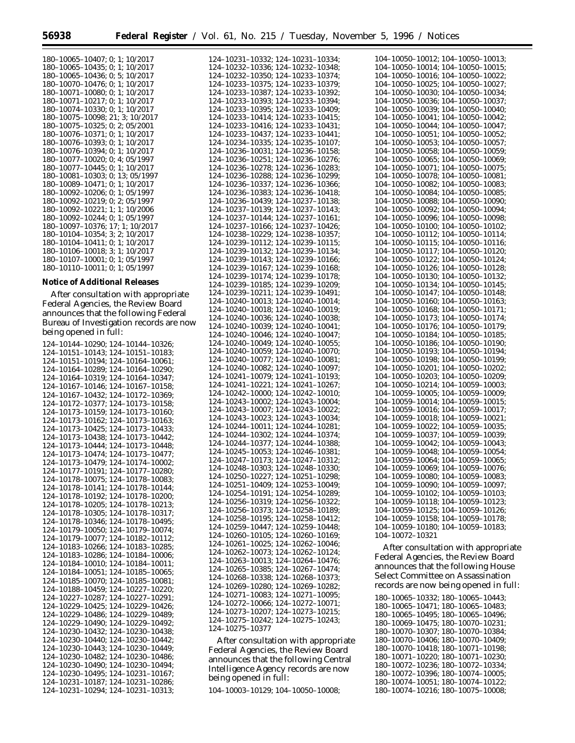180–10065–10407; 0; 1; 10/2017
180–10065–10435; 0; 1; 10/2017
180–10065–10436; 0; 5; 10/2017
180–10070–10476; 0; 1; 10/2017
180–10071–10080; 0; 1; 10/2017
180–10071–10217; 0; 1; 10/2017
180–10074–10330; 0; 1; 10/2017
180–10075–10098; 21; 3; 10/2017
180–10075–10325; 0; 2; 05/2001
180–10076–10371; 0; 1; 10/2017
180–10076–10393; 0; 1; 10/2017
180–10076–10394; 0; 1; 10/2017
180–10077–10020; 0; 4; 05/1997
180–10077–10445; 0; 1; 10/2017
180–10081–10303; 0; 13; 05/1997
180–10089–10471; 0; 1; 10/2017
180–10092–10206; 0; 1; 05/1997
180–10092–10219; 0; 2; 05/1997
180–10092–10221; 1; 1; 10/2006
180–10092–10244; 0; 1; 05/1997
180–10097–10376; 17; 1; 10/2017
180–10104–10354; 3; 2; 10/2017
180–10104–10411; 0; 1; 10/2017
180–10106–10018; 3; 1; 10/2017
180–10107–10001; 0; 1; 05/1997
180–10110–10011; 0; 1; 05/1997

**Notice of Additional Releases**

After consultation with appropriate Federal Agencies, the Review Board announces that the following Federal Bureau of Investigation records are now being opened in full:

124–10144–10290; 124–10144–10326; 124–10151–10143; 124–10151–10183; 124–10151–10194; 124–10164–10061; 124–10164–10289; 124–10164–10290; 124–10164–10319; 124–10164–10347; 124–10167–10146; 124–10167–10158; 124–10167–10432; 124–10172–10369; 124–10172–10377; 124–10173–10158; 124–10173–10159; 124–10173–10160; 124–10173–10162; 124–10173–10163; 124–10173–10425; 124–10173–10433; 124–10173–10438; 124–10173–10442; 124–10173–10444; 124–10173–10448; 124–10173–10474; 124–10173–10477; 124–10173–10479; 124–10174–10002; 124–10177–10191; 124–10177–10280; 124–10178–10075; 124–10178–10083; 124–10178–10141; 124–10178–10144; 124–10178–10192; 124–10178–10200; 124–10178–10205; 124–10178–10213; 124–10178–10305; 124–10178–10317; 124–10178–10346; 124–10178–10495; 124–10179–10050; 124–10179–10074; 124–10179–10077; 124–10182–10112; 124–10183–10266; 124–10183–10285; 124–10183–10286; 124–10184–10006; 124–10184–10010; 124–10184–10011; 124–10184–10051; 124–10185–10065; 124–10185–10070; 124–10185–10081; 124–10188–10459; 124–10227–10220; 124–10227–10287; 124–10227–10291; 124–10229–10425; 124–10229–10426; 124–10229–10486; 124–10229–10489; 124–10229–10490; 124–10229–10492; 124–10230–10432; 124–10230–10438; 124–10230–10440; 124–10230–10442; 124–10230–10443; 124–10230–10449; 124–10230–10482; 124–10230–10486; 124–10230–10490; 124–10230–10494; 124–10230–10495; 124–10231–10167; 124–10231–10187; 124–10231–10286; 124–10231–10294; 124–10231–10313; 124–10231–10332; 124–10231–10334; 124–10232–10336; 124–10232–10348; 124–10232–10350; 124–10233–10374; 124–10233–10375; 124–10233–10379; 124–10233–10387; 124–10233–10392; 124–10233–10393; 124–10233–10394; 124–10233–10395; 124–10233–10409; 124–10233–10414; 124–10233–10415; 124–10233–10416; 124–10233–10431; 124–10233–10437; 124–10233–10441; 124–10234–10335; 124–10235–10107; 124–10236–10031; 124–10236–10158; 124–10236–10251; 124–10236–10276; 124–10236–10278; 124–10236–10283; 124–10236–10288; 124–10236–10299; 124–10236–10337; 124–10236–10366; 124–10236–10383; 124–10236–10418; 124–10236–10439; 124–10237–10138; 124–10237–10139; 124–10237–10143; 124–10237–10144; 124–10237–10161; 124–10237–10166; 124–10237–10426; 124–10238–10229; 124–10238–10357; 124–10239–10112; 124–10239–10115; 124–10239–10132; 124–10239–10134; 124–10239–10143; 124–10239–10166; 124–10239–10167; 124–10239–10168; 124–10239–10174; 124–10239–10178; 124–10239–10185; 124–10239–10209; 124–10239–10211; 124–10239–10491; 124–10240–10013; 124–10240–10014; 124–10240–10018; 124–10240–10019; 124–10240–10036; 124–10240–10038; 124–10240–10039; 124–10240–10041; 124–10240–10046; 124–10240–10047; 124–10240–10049; 124–10240–10055; 124–10240–10059; 124–10240–10070; 124–10240–10077; 124–10240–10081; 124–10240–10082; 124–10240–10097; 124–10241–10079; 124–10241–10193; 124–10241–10221; 124–10241–10267; 124–10242–10000; 124–10242–10010; 124–10243–10002; 124–10243–10004; 124–10243–10007; 124–10243–10022; 124–10243–10023; 124–10243–10034; 124–10244–10011; 124–10244–10281; 124–10244–10302; 124–10244–10374; 124–10244–10377; 124–10244–10388; 124–10245–10053; 124–10246–10381; 124–10247–10173; 124–10247–10312; 124–10248–10303; 124–10248–10330; 124–10250–10227; 124–10251–10298; 124–10251–10409; 124–10253–10049; 124–10254–10191; 124–10254–10289; 124–10256–10319; 124–10256–10322; 124–10256–10373; 124–10258–10189; 124–10258–10195; 124–10258–10412; 124–10259–10447; 124–10259–10448; 124–10260–10105; 124–10260–10169; 124–10261–10025; 124–10262–10046; 124–10262–10073; 124–10262–10124; 124–10263–10013; 124–10264–10476; 124–10265–10385; 124–10267–10474; 124–10268–10338; 124–10268–10373; 124–10269–10280; 124–10269–10282; 124–10271–10083; 124–10271–10095; 124–10272–10066; 124–10272–10071; 124–10273–10207; 124–10273–10215; 124–10275–10242; 124–10275–10243; 124–10275–10377

After consultation with appropriate Federal Agencies, the Review Board announces that the following Central Intelligence Agency records are now being opened in full:

104–10003–10129; 104–10050–10008; 104–10050–10012; 104–10050–10013; 104–10050–10014; 104–10050–10015; 104–10050–10016; 104–10050–10022; 104–10050–10025; 104–10050–10027; 104–10050–10030; 104–10050–10034; 104–10050–10036; 104–10050–10037; 104–10050–10039; 104–10050–10040; 104–10050–10041; 104–10050–10042; 104–10050–10044; 104–10050–10047; 104–10050–10051; 104–10050–10052; 104–10050–10053; 104–10050–10057; 104–10050–10058; 104–10050–10059; 104–10050–10065; 104–10050–10069; 104–10050–10071; 104–10050–10075; 104–10050–10078; 104–10050–10081; 104–10050–10082; 104–10050–10083; 104–10050–10084; 104–10050–10085; 104–10050–10088; 104–10050–10090; 104–10050–10092; 104–10050–10094; 104–10050–10096; 104–10050–10098; 104–10050–10100; 104–10050–10102; 104–10050–10112; 104–10050–10114; 104–10050–10115; 104–10050–10116; 104–10050–10117; 104–10050–10120; 104–10050–10122; 104–10050–10124; 104–10050–10126; 104–10050–10128; 104–10050–10130; 104–10050–10132; 104–10050–10134; 104–10050–10145; 104–10050–10147; 104–10050–10148; 104–10050–10160; 104–10050–10163; 104–10050–10168; 104–10050–10171; 104–10050–10173; 104–10050–10174; 104–10050–10176; 104–10050–10179; 104–10050–10184; 104–10050–10185; 104–10050–10186; 104–10050–10190; 104–10050–10193; 104–10050–10194; 104–10050–10198; 104–10050–10199; 104–10050–10201; 104–10050–10202; 104–10050–10203; 104–10050–10209; 104–10050–10214; 104–10059–10003; 104–10059–10005; 104–10059–10009; 104–10059–10014; 104–10059–10015; 104–10059–10016; 104–10059–10017; 104–10059–10018; 104–10059–10021; 104–10059–10022; 104–10059–10035; 104–10059–10037; 104–10059–10039; 104–10059–10042; 104–10059–10043; 104–10059–10048; 104–10059–10054; 104–10059–10064; 104–10059–10065; 104–10059–10069; 104–10059–10076; 104–10059–10080; 104–10059–10083; 104–10059–10090; 104–10059–10097; 104–10059–10102; 104–10059–10103; 104–10059–10118; 104–10059–10123; 104–10059–10125; 104–10059–10126; 104–10059–10158; 104–10059–10178; 104–10059–10180; 104–10059–10183; 104–10072–10321

After consultation with appropriate Federal Agencies, the Review Board announces that the following House Select Committee on Assassination records are now being opened in full:

180–10065–10332; 180–10065–10443; 180–10065–10471; 180–10065–10483; 180–10065–10495; 180–10065–10496; 180–10069–10475; 180–10070–10231; 180–10070–10307; 180–10070–10384; 180–10070–10406; 180–10070–10409; 180–10070–10418; 180–10071–10198; 180–10071–10220; 180–10071–10230; 180–10072–10236; 180–10072–10334; 180–10072–10396; 180–10074–10005; 180–10074–10051; 180–10074–10122; 180–10074–10216; 180–10075–10008;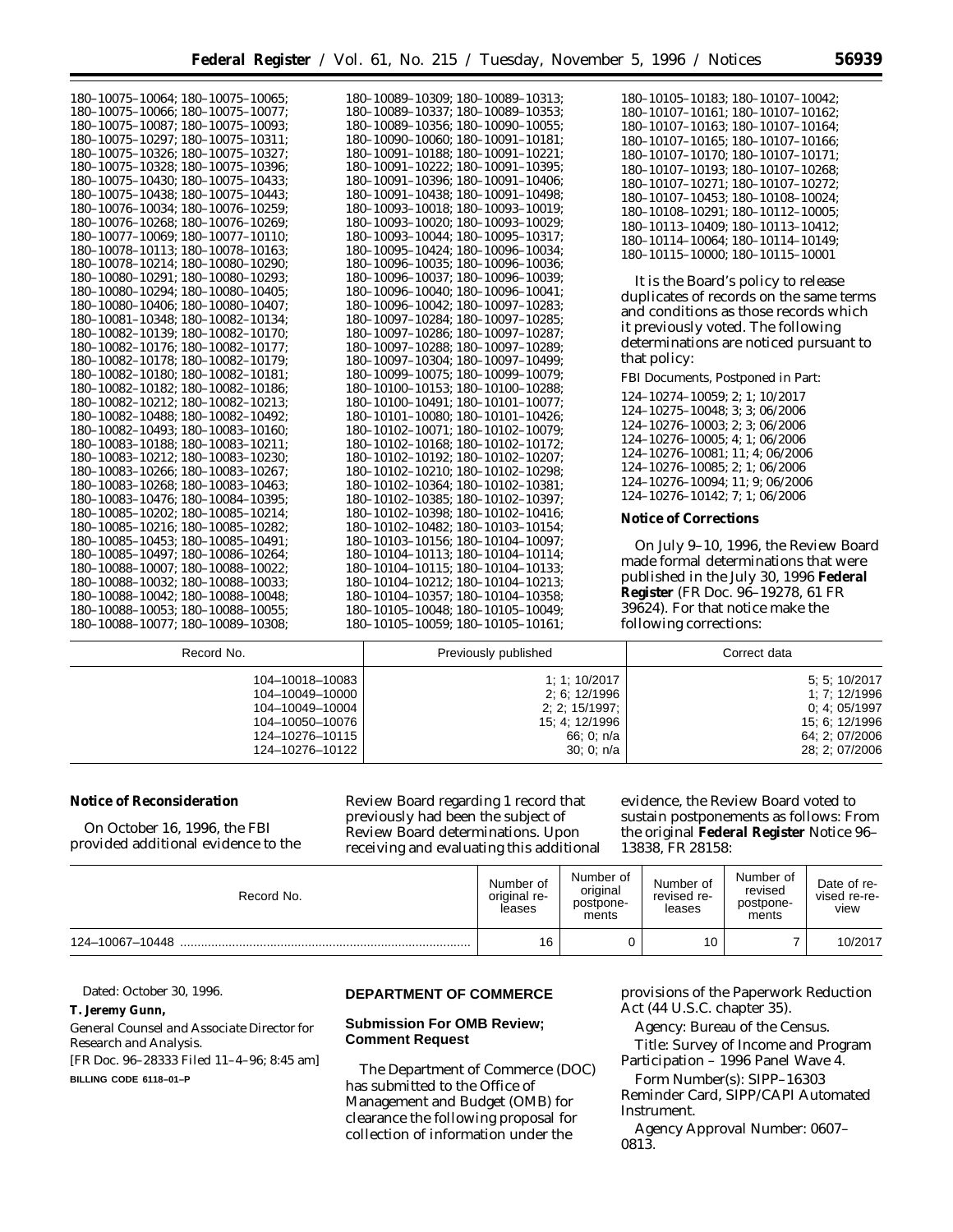180–10075–10064; 180–10075–10065; 180–10075–10066; 180–10075–10077; 180–10075–10087; 180–10075–10093; 180–10075–10297; 180–10075–10311; 180–10075–10326; 180–10075–10327; 180–10075–10328; 180–10075–10396; 180–10075–10430; 180–10075–10433; 180–10075–10438; 180–10075–10443; 180–10076–10034; 180–10076–10259; 180–10076–10268; 180–10076–10269; 180–10077–10069; 180–10077–10110; 180–10078–10113; 180–10078–10163; 180–10078–10214; 180–10080–10290; 180–10080–10291; 180–10080–10293; 180–10080–10294; 180–10080–10405; 180–10080–10406; 180–10080–10407; 180–10081–10348; 180–10082–10134; 180–10082–10139; 180–10082–10170; 180–10082–10176; 180–10082–10177; 180–10082–10178; 180–10082–10179; 180–10082–10180; 180–10082–10181; 180–10082–10182; 180–10082–10186; 180–10082–10212; 180–10082–10213; 180–10082–10488; 180–10082–10492; 180–10082–10493; 180–10083–10160; 180–10083–10188; 180–10083–10211; 180–10083–10212; 180–10083–10230; 180–10083–10266; 180–10083–10267; 180–10083–10268; 180–10083–10463; 180–10083–10476; 180–10084–10395; 180–10085–10202; 180–10085–10214; 180–10085–10216; 180–10085–10282; 180–10085–10453; 180–10085–10491; 180–10085–10497; 180–10086–10264; 180–10088–10007; 180–10088–10022; 180–10088–10032; 180–10088–10033; 180–10088–10042; 180–10088–10048; 180–10088–10053; 180–10088–10055; 180–10088–10077; 180–10089–10308; 180–10089–10309; 180–10089–10313; 180–10089–10337; 180–10089–10353; 180–10089–10356; 180–10090–10055; 180–10090–10060; 180–10091–10181; 180–10091–10188; 180–10091–10221; 180–10091–10222; 180–10091–10395; 180–10091–10396; 180–10091–10406; 180–10091–10438; 180–10091–10498; 180–10093–10018; 180–10093–10019; 180–10093–10020; 180–10093–10029; 180–10093–10044; 180–10095–10317; 180–10095–10424; 180–10096–10034; 180–10096–10035; 180–10096–10036; 180–10096–10037; 180–10096–10039; 180–10096–10040; 180–10096–10041; 180–10096–10042; 180–10096–10283; 180–10097–10284; 180–10097–10285; 180–10097–10286; 180–10097–10287; 180–10097–10288; 180–10097–10289; 180–10097–10304; 180–10097–10499; 180–10099–10075; 180–10099–10079; 180–10100–10153; 180–10100–10288; 180–10100–10491; 180–10101–10077; 180–10101–10080; 180–10101–10426; 180–10102–10071; 180–10102–10079; 180–10102–10168; 180–10102–10172; 180–10102–10192; 180–10102–10207; 180–10102–10210; 180–10102–10298; 180–10102–10364; 180–10102–10381; 180–10102–10385; 180–10102–10397; 180–10102–10398; 180–10102–10416; 180–10102–10482; 180–10103–10154; 180–10103–10156; 180–10104–10097; 180–10104–10113; 180–10104–10114; 180–10104–10115; 180–10104–10133; 180–10104–10212; 180–10104–10213; 180–10104–10357; 180–10104–10358; 180–10105–10048; 180–10105–10049; 180–10105–10059; 180–10105–10161; 180–10105–10183; 180–10107–10042; 180–10107–10161; 180–10107–10162; 180–10107–10163; 180–10107–10164; 180–10107–10165; 180–10107–10166; 180–10107–10170; 180–10107–10171; 180–10107–10193; 180–10107–10268; 180–10107–10271; 180–10107–10272; 180–10107–10453; 180–10108–10024; 180–10108–10291; 180–10112–10005; 180–10113–10409; 180–10113–10412; 180–10114–10064; 180–10114–10149; 180–10115–10000; 180–10115–10001

It is the Board's policy to release duplicates of records on the same terms and conditions as those records which it previously voted. The following determinations are noticed pursuant to that policy:

FBI Documents, Postponed in Part:

124–10274–10059; 2; 1; 10/2017
124–10275–10048; 3; 3; 06/2006
124–10276–10003; 2; 3; 06/2006
124–10276–10005; 4; 1; 06/2006
124–10276–10081; 11; 4; 06/2006
124–10276–10085; 2; 1; 06/2006
124–10276–10094; 11; 9; 06/2006
124–10276–10142; 7; 1; 06/2006

**Notice of Corrections**

On July 9–10, 1996, the Review Board made formal determinations that were published in the July 30, 1996 **Federal Register** (FR Doc. 96–19278, 61 FR 39624). For that notice make the following corrections:

| Record No. | Previously published | Correct data |
|---|---|---|
| 104–10018–10083 | 1; 1; 10/2017 | 5; 5; 10/2017 |
| 104–10049–10000 | 2; 6; 12/1996 | 1; 7; 12/1996 |
| 104–10049–10004 | 2; 2; 15/1997; | 0; 4; 05/1997 |
| 104–10050–10076 | 15; 4; 12/1996 | 15; 6; 12/1996 |
| 124–10276–10115 | 66; 0; n/a | 64; 2; 07/2006 |
| 124–10276–10122 | 30; 0; n/a | 28; 2; 07/2006 |

**Notice of Reconsideration**

On October 16, 1996, the FBI provided additional evidence to the Review Board regarding 1 record that previously had been the subject of Review Board determinations. Upon receiving and evaluating this additional evidence, the Review Board voted to sustain postponements as follows: From the original **Federal Register** Notice 96–13838, FR 28158:

| Record No. | Number of original releases | Number of original postponements | Number of revised releases | Number of revised postponements | Date of revised review |
|---|---|---|---|---|---|
| 124–10067–10448 | 16 | 0 | 10 | 7 | 10/2017 |

Dated: October 30, 1996.

**T. Jeremy Gunn,**

*General Counsel and Associate Director for Research and Analysis.*

[FR Doc. 96–28333 Filed 11–4–96; 8:45 am]

**BILLING CODE 6118–01–P**

## DEPARTMENT OF COMMERCE

### Submission For OMB Review; Comment Request

The Department of Commerce (DOC) has submitted to the Office of Management and Budget (OMB) for clearance the following proposal for collection of information under the provisions of the Paperwork Reduction Act (44 U.S.C. chapter 35).

*Agency:* Bureau of the Census.

*Title:* Survey of Income and Program Participation – 1996 Panel Wave 4.

*Form Number(s):* SIPP–16303 Reminder Card, SIPP/CAPI Automated Instrument.

*Agency Approval Number:* 0607–0813.